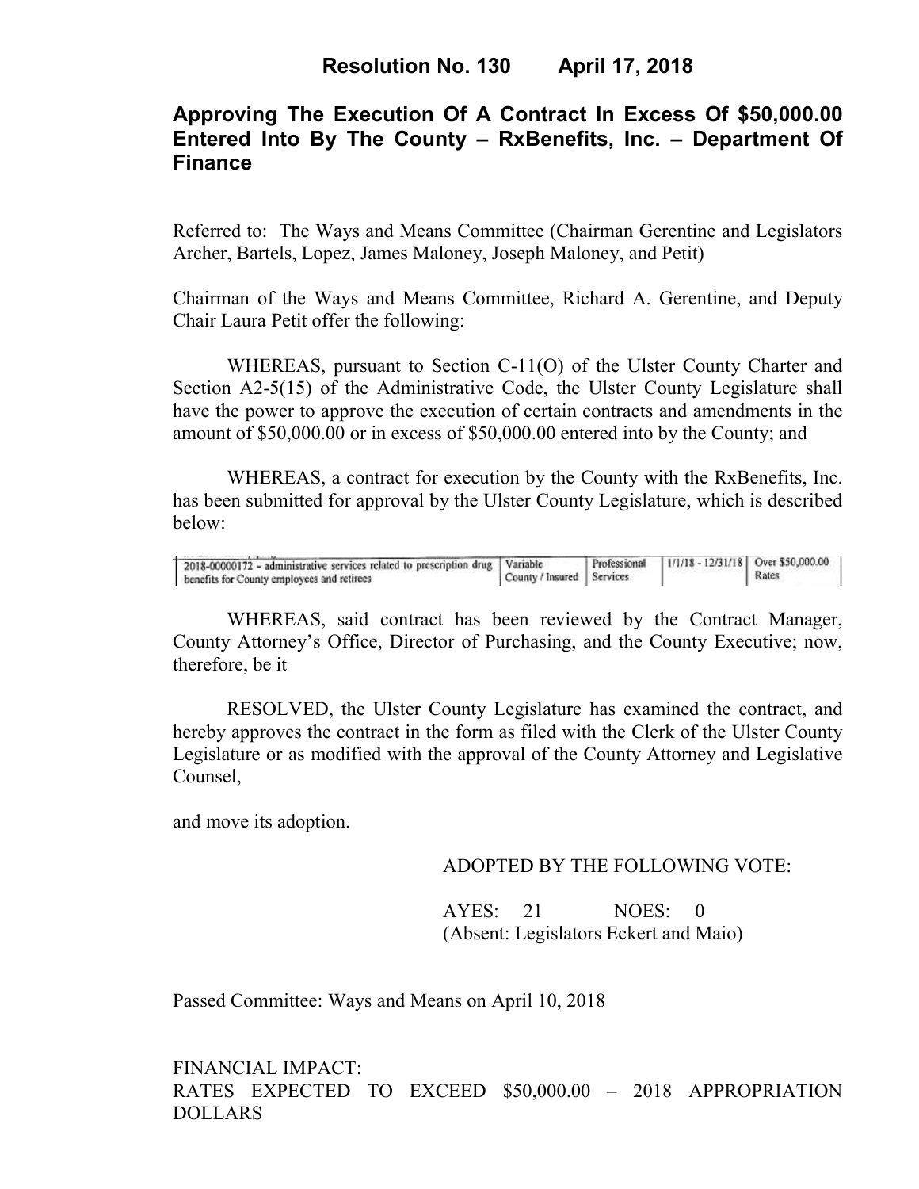# Resolution No. 130 April 17, 2018

## Approving The Execution Of A Contract In Excess Of $50,000.00 Entered Into By The County – RxBenefits, Inc. – Department Of Finance

Referred to: The Ways and Means Committee (Chairman Gerentine and Legislators Archer, Bartels, Lopez, James Maloney, Joseph Maloney, and Petit)

Chairman of the Ways and Means Committee, Richard A. Gerentine, and Deputy Chair Laura Petit offer the following:

WHEREAS, pursuant to Section C-11(O) of the Ulster County Charter and Section A2-5(15) of the Administrative Code, the Ulster County Legislature shall have the power to approve the execution of certain contracts and amendments in the amount of $50,000.00 or in excess of $50,000.00 entered into by the County; and

WHEREAS, a contract for execution by the County with the RxBenefits, Inc. has been submitted for approval by the Ulster County Legislature, which is described below:

| | | | | |
|---|---|---|---|---|
| 2018-00000172 - administrative services related to prescription drug benefits for County employees and retirees | Variable County / Insured | Professional Services | 1/1/18 - 12/31/18 | Over $50,000.00 Rates |

WHEREAS, said contract has been reviewed by the Contract Manager, County Attorney's Office, Director of Purchasing, and the County Executive; now, therefore, be it

RESOLVED, the Ulster County Legislature has examined the contract, and hereby approves the contract in the form as filed with the Clerk of the Ulster County Legislature or as modified with the approval of the County Attorney and Legislative Counsel,

and move its adoption.

ADOPTED BY THE FOLLOWING VOTE:

AYES: 21 NOES: 0
(Absent: Legislators Eckert and Maio)

Passed Committee: Ways and Means on April 10, 2018

FINANCIAL IMPACT:
RATES EXPECTED TO EXCEED $50,000.00 – 2018 APPROPRIATION DOLLARS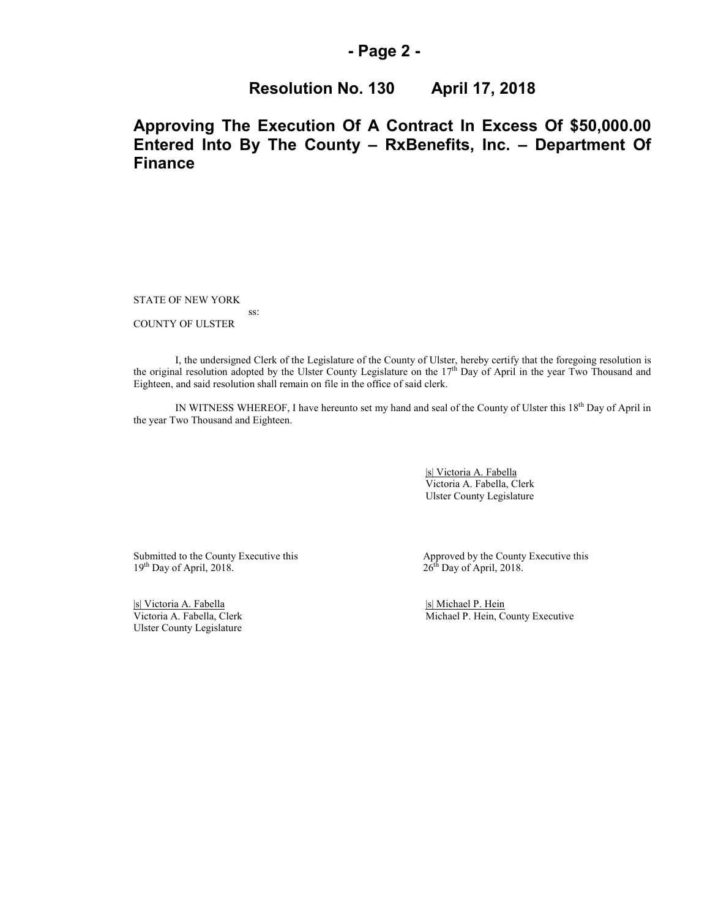## Resolution No. 130 April 17, 2018

# Approving The Execution Of A Contract In Excess Of $50,000.00 Entered Into By The County – RxBenefits, Inc. – Department Of Finance

STATE OF NEW YORK
ss:
COUNTY OF ULSTER

I, the undersigned Clerk of the Legislature of the County of Ulster, hereby certify that the foregoing resolution is the original resolution adopted by the Ulster County Legislature on the 17th Day of April in the year Two Thousand and Eighteen, and said resolution shall remain on file in the office of said clerk.

IN WITNESS WHEREOF, I have hereunto set my hand and seal of the County of Ulster this 18th Day of April in the year Two Thousand and Eighteen.

|s| Victoria A. Fabella
Victoria A. Fabella, Clerk
Ulster County Legislature

Submitted to the County Executive this 19th Day of April, 2018.

|s| Victoria A. Fabella
Victoria A. Fabella, Clerk
Ulster County Legislature

Approved by the County Executive this 26th Day of April, 2018.

|s| Michael P. Hein
Michael P. Hein, County Executive